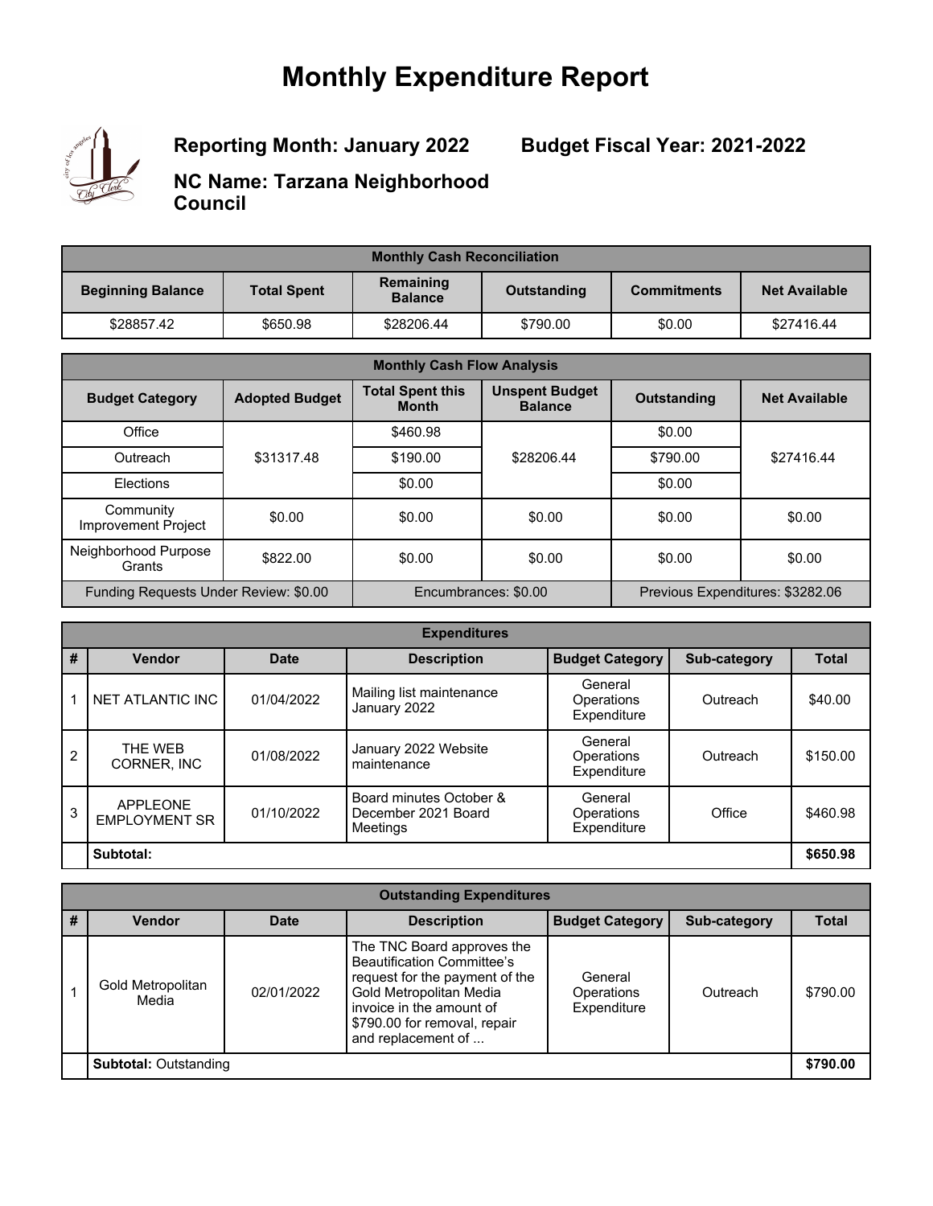# Monthly Expenditure Report

**Reporting Month: January 2022**

**Budget Fiscal Year: 2021-2022**

**NC Name: Tarzana Neighborhood Council**

| Monthly Cash Reconciliation | | | | | |
|---|---|---|---|---|---|
| **Beginning Balance** | **Total Spent** | **Remaining Balance** | **Outstanding** | **Commitments** | **Net Available** |
| $28857.42 | $650.98 | $28206.44 | $790.00 | $0.00 | $27416.44 |

| Monthly Cash Flow Analysis | | | | | |
|---|---|---|---|---|---|
| **Budget Category** | **Adopted Budget** | **Total Spent this Month** | **Unspent Budget Balance** | **Outstanding** | **Net Available** |
| Office | $31317.48 | $460.98 | $28206.44 | $0.00 | $27416.44 |
| Outreach | | $190.00 | | $790.00 | |
| Elections | | $0.00 | | $0.00 | |
| Community Improvement Project | $0.00 | $0.00 | $0.00 | $0.00 | $0.00 |
| Neighborhood Purpose Grants | $822.00 | $0.00 | $0.00 | $0.00 | $0.00 |
| Funding Requests Under Review: $0.00 | | Encumbrances: $0.00 | | Previous Expenditures: $3282.06 | |

| Expenditures | | | | | | |
|---|---|---|---|---|---|---|
| **#** | **Vendor** | **Date** | **Description** | **Budget Category** | **Sub-category** | **Total** |
| 1 | NET ATLANTIC INC | 01/04/2022 | Mailing list maintenance January 2022 | General Operations Expenditure | Outreach | $40.00 |
| 2 | THE WEB CORNER, INC | 01/08/2022 | January 2022 Website maintenance | General Operations Expenditure | Outreach | $150.00 |
| 3 | APPLEONE EMPLOYMENT SR | 01/10/2022 | Board minutes October & December 2021 Board Meetings | General Operations Expenditure | Office | $460.98 |
| | **Subtotal:** | | | | | **$650.98** |

| Outstanding Expenditures | | | | | | |
|---|---|---|---|---|---|---|
| **#** | **Vendor** | **Date** | **Description** | **Budget Category** | **Sub-category** | **Total** |
| 1 | Gold Metropolitan Media | 02/01/2022 | The TNC Board approves the Beautification Committee's request for the payment of the Gold Metropolitan Media invoice in the amount of $790.00 for removal, repair and replacement of ... | General Operations Expenditure | Outreach | $790.00 |
| | **Subtotal:** Outstanding | | | | | **$790.00** |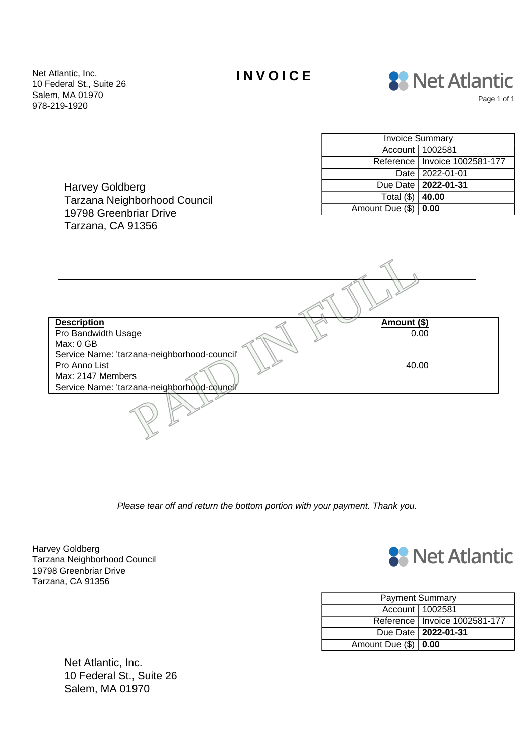Net Atlantic, Inc.
10 Federal St., Suite 26
Salem, MA 01970
978-219-1920

# INVOICE

Net Atlantic

Harvey Goldberg
Tarzana Neighborhood Council
19798 Greenbriar Drive
Tarzana, CA 91356

| Invoice Summary | |
|---|---|
| Account | 1002581 |
| Reference | Invoice 1002581-177 |
| Date | 2022-01-01 |
| Due Date | **2022-01-31** |
| Total ($) | **40.00** |
| Amount Due ($) | **0.00** |

PAID IN FULL

| Description | Amount ($) |
|---|---|
| Pro Bandwidth Usage<br>Max: 0 GB<br>Service Name: 'tarzana-neighborhood-council' | 0.00 |
| Pro Anno List<br>Max: 2147 Members<br>Service Name: 'tarzana-neighborhood-council' | 40.00 |

*Please tear off and return the bottom portion with your payment. Thank you.*

---

Harvey Goldberg
Tarzana Neighborhood Council
19798 Greenbriar Drive
Tarzana, CA 91356

Net Atlantic

| Payment Summary | |
|---|---|
| Account | 1002581 |
| Reference | Invoice 1002581-177 |
| Due Date | **2022-01-31** |
| Amount Due ($) | **0.00** |

Net Atlantic, Inc.
10 Federal St., Suite 26
Salem, MA 01970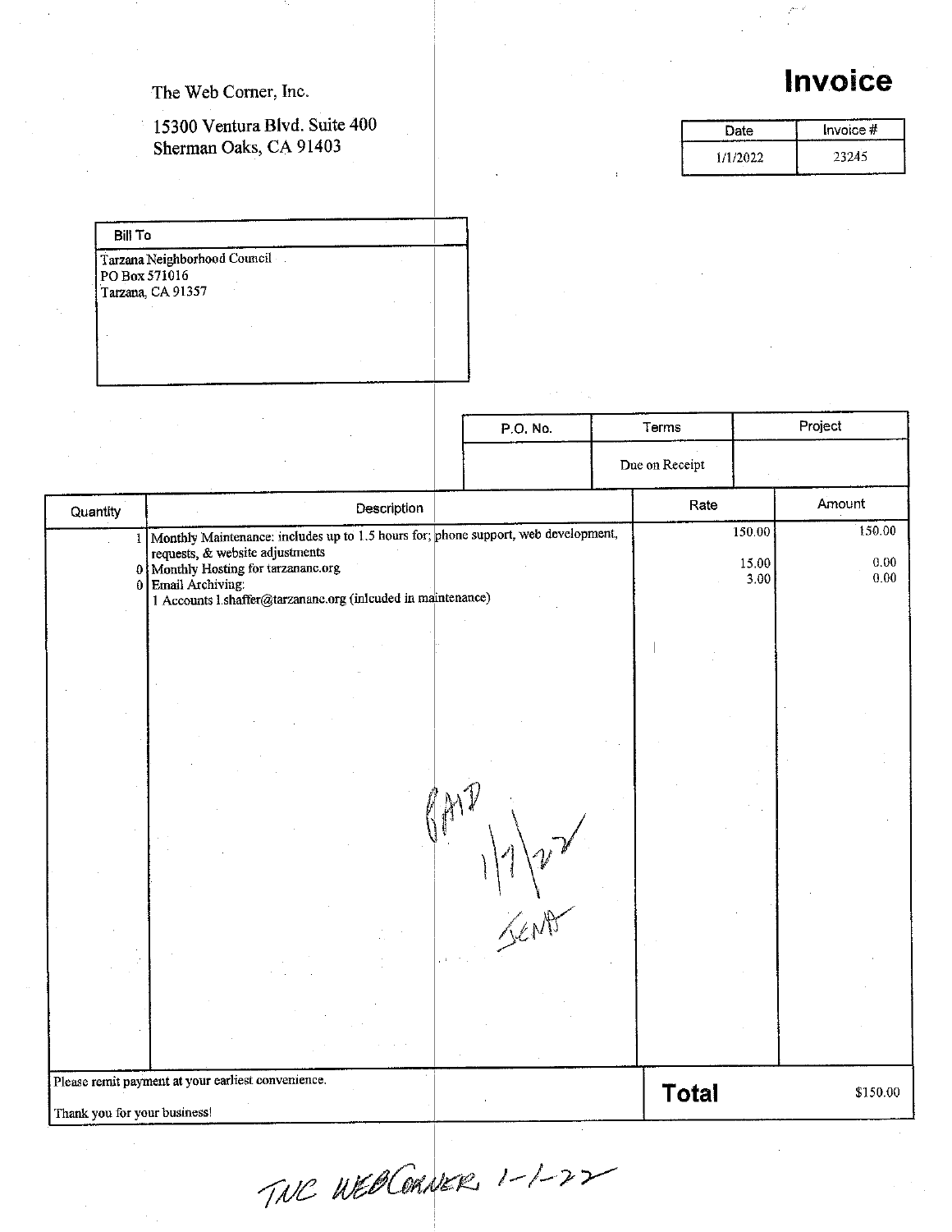The Web Corner, Inc.

15300 Ventura Blvd. Suite 400
Sherman Oaks, CA 91403

# Invoice

| Date | Invoice # |
|---|---|
| 1/1/2022 | 23245 |

| Bill To |
|---|
| Tarzana Neighborhood Council<br>PO Box 571016<br>Tarzana, CA 91357 |

| P.O. No. | Terms | Project |
|---|---|---|
| | Due on Receipt | |

| Quantity | Description | Rate | Amount |
|---|---|---|---|
| 1 | Monthly Maintenance: includes up to 1.5 hours for; phone support, web development, requests, & website adjustments | 150.00 | 150.00 |
| 0 | Monthly Hosting for tarzananc.org | 15.00 | 0.00 |
| 0 | Email Archiving:<br>1 Accounts l.shaffer@tarzananc.org (inlcuded in maintenance) | 3.00 | 0.00 |

PAID 1/7/22 JENA

Please remit payment at your earliest convenience.

Thank you for your business!

**Total** $150.00

TNC WEBCORNER 1-1-22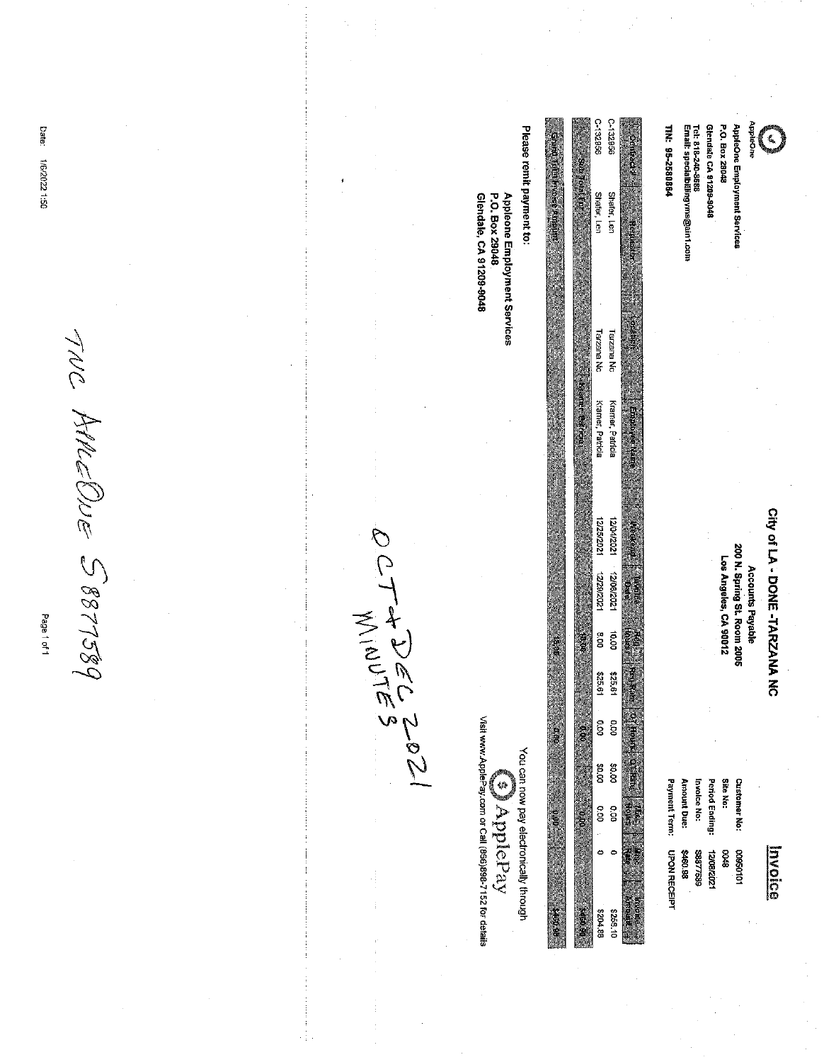AppleOne
AppleOne Employment Services
P.O. Box 29048
Glendale CA 91209-9048
Tel: 818-240-8688
Email: specialbillingvms@ain1.com

**TIN: 95-2580864**

# Invoice

## City of LA - DONE -TARZANA NC

**Accounts Payable**
**200 N. Spring St. Room 2005**
**Los Angeles, CA 90012**

Customer No: 00950101
Site No: 0048
Period Ending: 12/26/2021
Invoice No: S8877589
Amount Due: $460.98
Payment Term: UPON RECEIPT

| Order No | Requester | Location | Employee Name | Week End | Invoice Date | Reg Hours | Reg Rate | OT Hours | OT Rate | Misc Hours | Misc Rate | Invoice Amount |
|---|---|---|---|---|---|---|---|---|---|---|---|---|
| C-132956 | Shafer, Len | Tarzana Nc | Kramer, Patricia | 12/04/2021 | 12/06/2021 | 10.00 | $25.61 | 0.00 | $0.00 | 0.00 | 0 | $256.10 |
| C-132956 | Shafer, Len | Tarzana Nc | Kramer, Patricia | 12/25/2021 | 12/29/2021 | 8.00 | $25.61 | 0.00 | $0.00 | 0.00 | 0 | $204.88 |
| Sub Total For | | | Special Services | | | 18.00 | | 0.00 | | 0.00 | | $460.98 |
| Grand Total For Cost Center | | | | | | 18.00 | | 0.00 | | 0.00 | | $460.98 |

Please remit payment to:

**Appleone Employment Services**
**P.O. Box 29048**
**Glendale, CA 91209-9048**

You can now pay electronically through ApplePay
Visit www.ApplePay.com or Call (866)898-7152 for details

OCT + DEC 2021
MINUTES

TNC AppleOne S8877589

Date: 1/6/2022 1:50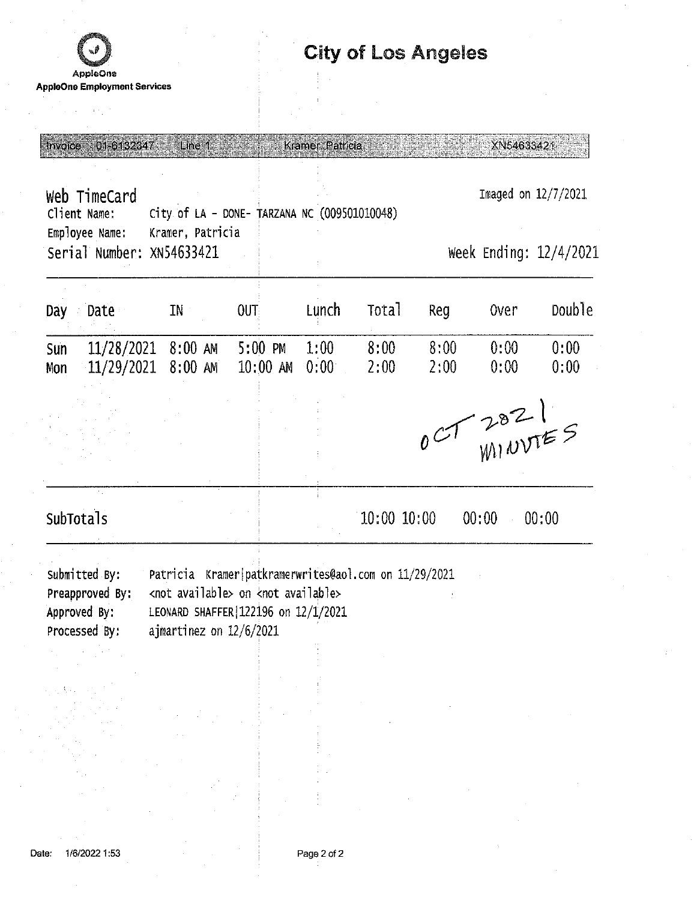AppleOne
AppleOne Employment Services

# City of Los Angeles

Invoice 01-6132347 Line 1 Kramer, Patricia XN54633421

## Web TimeCard

Imaged on 12/7/2021

Client Name: City of LA - DONE- TARZANA NC (009501010048)
Employee Name: Kramer, Patricia
Serial Number: XN54633421

Week Ending: 12/4/2021

| Day | Date | IN | OUT | Lunch | Total | Reg | Over | Double |
|---|---|---|---|---|---|---|---|---|
| Sun | 11/28/2021 | 8:00 AM | 5:00 PM | 1:00 | 8:00 | 8:00 | 0:00 | 0:00 |
| Mon | 11/29/2021 | 8:00 AM | 10:00 AM | 0:00 | 2:00 | 2:00 | 0:00 | 0:00 |
| SubTotals | | | | | 10:00 | 10:00 | 00:00 | 00:00 |

OCT 2021 MINUTES

Submitted By: Patricia Kramer|patkramerwrites@aol.com on 11/29/2021
Preapproved By: <not available> on <not available>
Approved By: LEONARD SHAFFER|122196 on 12/1/2021
Processed By: ajmartinez on 12/6/2021

Date: 1/6/2022 1:53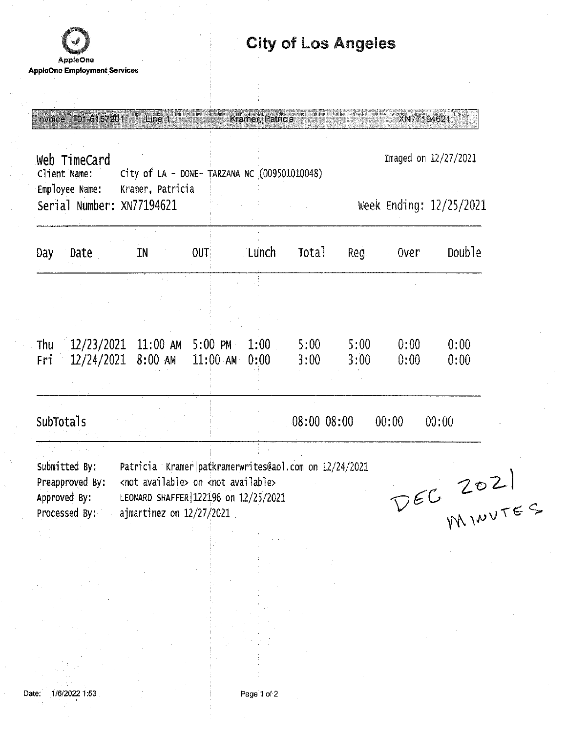AppleOne

AppleOne Employment Services

# City of Los Angeles

Invoice 01-6157201 Line 1 Kramer, Patricia XN77194621

## Web TimeCard

Imaged on 12/27/2021

Client Name: City of LA - DONE- TARZANA NC (009501010048)

Employee Name: Kramer, Patricia

Serial Number: XN77194621

Week Ending: 12/25/2021

| Day | Date | IN | OUT | Lunch | Total | Reg | Over | Double |
|---|---|---|---|---|---|---|---|---|
| Thu | 12/23/2021 | 11:00 AM | 5:00 PM | 1:00 | 5:00 | 5:00 | 0:00 | 0:00 |
| Fri | 12/24/2021 | 8:00 AM | 11:00 AM | 0:00 | 3:00 | 3:00 | 0:00 | 0:00 |
| SubTotals | | | | | 08:00 | 08:00 | 00:00 | 00:00 |

Submitted By: Patricia Kramer|patkramerwrites@aol.com on 12/24/2021

Preapproved By: <not available> on <not available>

Approved By: LEONARD SHAFFER|122196 on 12/25/2021

Processed By: ajmartinez on 12/27/2021

DEC 2021 MINUTES

Date: 1/6/2022 1:53